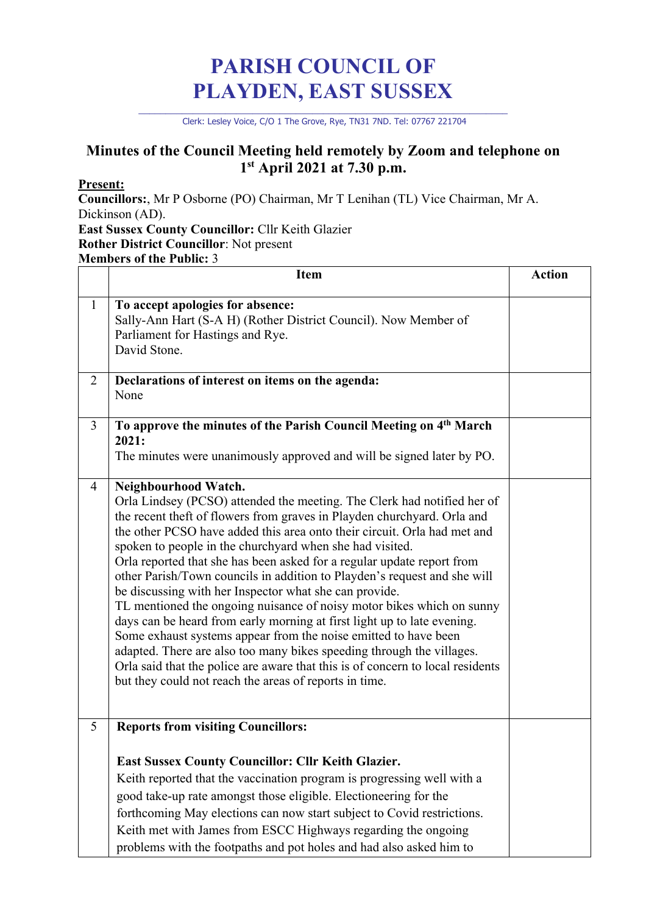# PARISH COUNCIL OF PLAYDEN, EAST SUSSEX

Clerk: Lesley Voice, C/O 1 The Grove, Rye, TN31 7ND. Tel: 07767 221704

## Minutes of the Council Meeting held remotely by Zoom and telephone on 1st April 2021 at 7.30 p.m.

**Present:**
**Councillors:**, Mr P Osborne (PO) Chairman, Mr T Lenihan (TL) Vice Chairman, Mr A. Dickinson (AD).
**East Sussex County Councillor:** Cllr Keith Glazier
**Rother District Councillor**: Not present
**Members of the Public:** 3

| | Item | Action |
|---|---|---|
| 1 | **To accept apologies for absence:**<br>Sally-Ann Hart (S-A H) (Rother District Council). Now Member of Parliament for Hastings and Rye.<br>David Stone. | |
| 2 | **Declarations of interest on items on the agenda:**<br>None | |
| 3 | **To approve the minutes of the Parish Council Meeting on 4th March 2021:**<br>The minutes were unanimously approved and will be signed later by PO. | |
| 4 | **Neighbourhood Watch.**<br>Orla Lindsey (PCSO) attended the meeting. The Clerk had notified her of the recent theft of flowers from graves in Playden churchyard. Orla and the other PCSO have added this area onto their circuit. Orla had met and spoken to people in the churchyard when she had visited.<br>Orla reported that she has been asked for a regular update report from other Parish/Town councils in addition to Playden's request and she will be discussing with her Inspector what she can provide.<br>TL mentioned the ongoing nuisance of noisy motor bikes which on sunny days can be heard from early morning at first light up to late evening. Some exhaust systems appear from the noise emitted to have been adapted. There are also too many bikes speeding through the villages. Orla said that the police are aware that this is of concern to local residents but they could not reach the areas of reports in time. | |
| 5 | **Reports from visiting Councillors:**<br><br>**East Sussex County Councillor: Cllr Keith Glazier.**<br>Keith reported that the vaccination program is progressing well with a good take-up rate amongst those eligible. Electioneering for the forthcoming May elections can now start subject to Covid restrictions. Keith met with James from ESCC Highways regarding the ongoing problems with the footpaths and pot holes and had also asked him to | |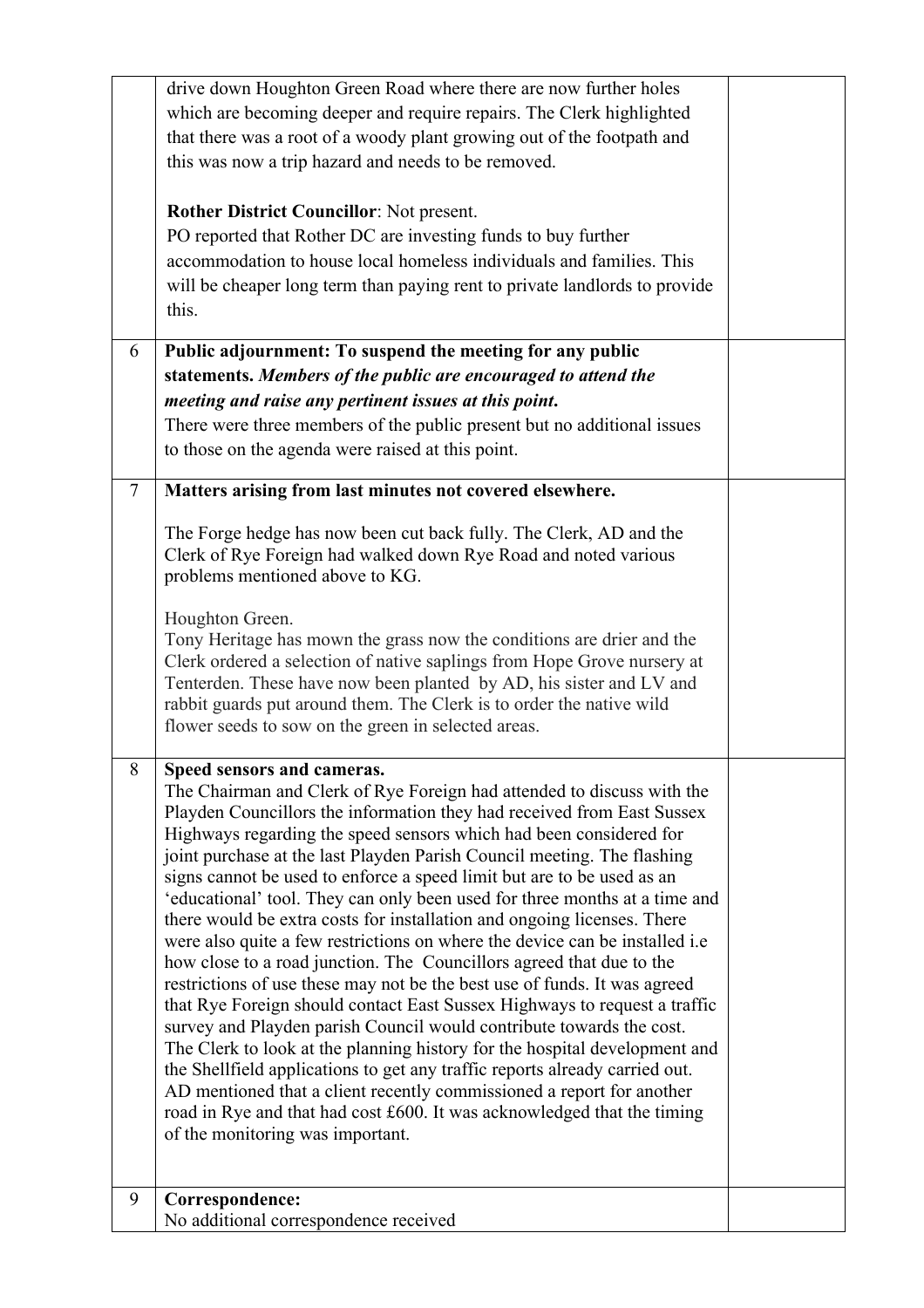| | | |
|---|---|---|
| | drive down Houghton Green Road where there are now further holes which are becoming deeper and require repairs. The Clerk highlighted that there was a root of a woody plant growing out of the footpath and this was now a trip hazard and needs to be removed.<br><br>**Rother District Councillor**: Not present.<br>PO reported that Rother DC are investing funds to buy further accommodation to house local homeless individuals and families. This will be cheaper long term than paying rent to private landlords to provide this. | |
| 6 | **Public adjournment: To suspend the meeting for any public statements. *Members of the public are encouraged to attend the meeting and raise any pertinent issues at this point*.**<br>There were three members of the public present but no additional issues to those on the agenda were raised at this point. | |
| 7 | **Matters arising from last minutes not covered elsewhere.**<br><br>The Forge hedge has now been cut back fully. The Clerk, AD and the Clerk of Rye Foreign had walked down Rye Road and noted various problems mentioned above to KG.<br><br>Houghton Green.<br>Tony Heritage has mown the grass now the conditions are drier and the Clerk ordered a selection of native saplings from Hope Grove nursery at Tenterden. These have now been planted by AD, his sister and LV and rabbit guards put around them. The Clerk is to order the native wild flower seeds to sow on the green in selected areas. | |
| 8 | **Speed sensors and cameras.**<br>The Chairman and Clerk of Rye Foreign had attended to discuss with the Playden Councillors the information they had received from East Sussex Highways regarding the speed sensors which had been considered for joint purchase at the last Playden Parish Council meeting. The flashing signs cannot be used to enforce a speed limit but are to be used as an 'educational' tool. They can only been used for three months at a time and there would be extra costs for installation and ongoing licenses. There were also quite a few restrictions on where the device can be installed i.e how close to a road junction. The Councillors agreed that due to the restrictions of use these may not be the best use of funds. It was agreed that Rye Foreign should contact East Sussex Highways to request a traffic survey and Playden parish Council would contribute towards the cost. The Clerk to look at the planning history for the hospital development and the Shellfield applications to get any traffic reports already carried out. AD mentioned that a client recently commissioned a report for another road in Rye and that had cost £600. It was acknowledged that the timing of the monitoring was important. | |
| 9 | **Correspondence:**<br>No additional correspondence received | |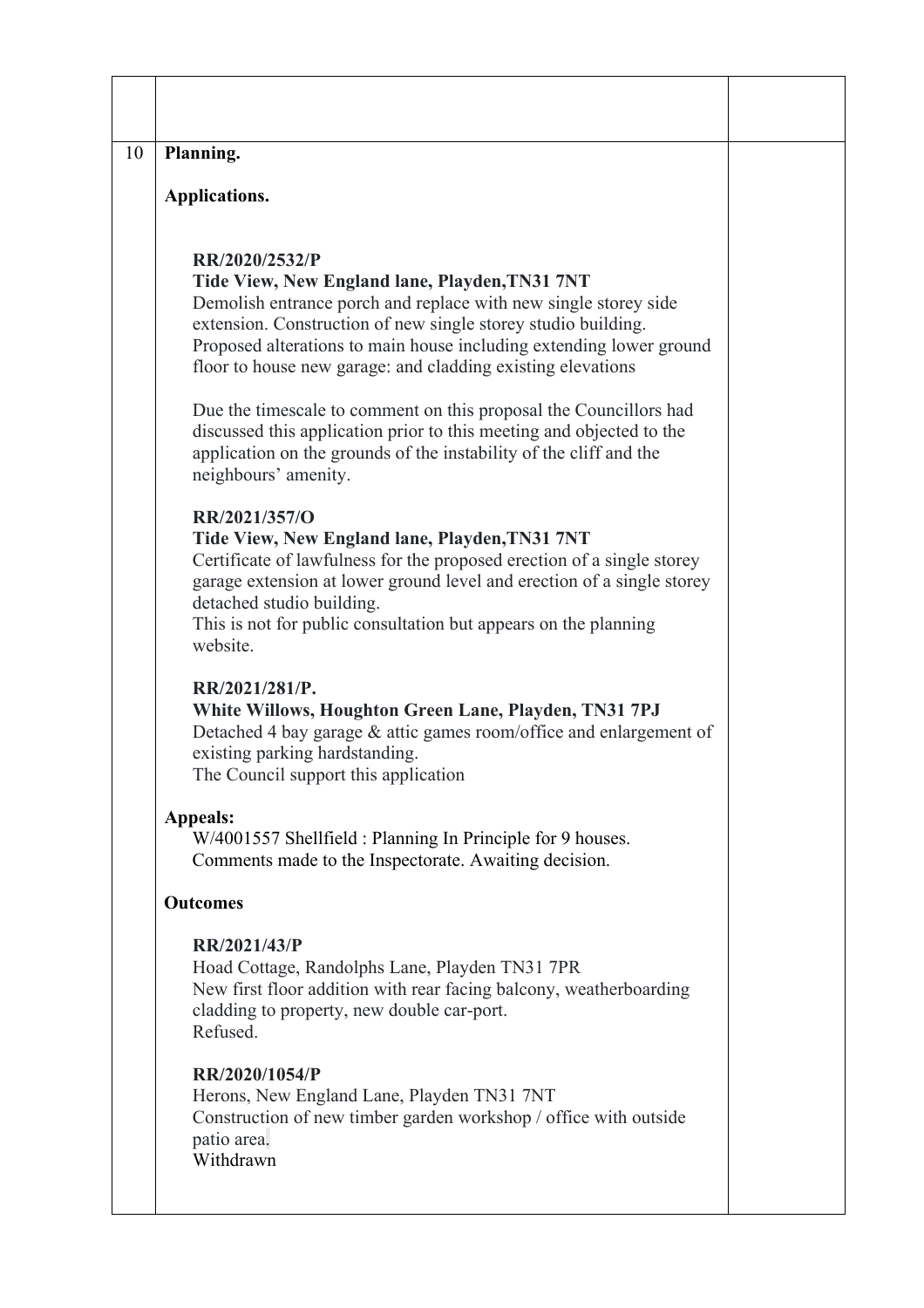| | | |
|---|---|---|
| | | |
| 10 | **Planning.**<br><br>**Applications.**<br><br>**RR/2020/2532/P**<br>**Tide View, New England lane, Playden,TN31 7NT**<br>Demolish entrance porch and replace with new single storey side extension. Construction of new single storey studio building. Proposed alterations to main house including extending lower ground floor to house new garage: and cladding existing elevations<br><br>Due the timescale to comment on this proposal the Councillors had discussed this application prior to this meeting and objected to the application on the grounds of the instability of the cliff and the neighbours' amenity.<br><br>**RR/2021/357/O**<br>**Tide View, New England lane, Playden,TN31 7NT**<br>Certificate of lawfulness for the proposed erection of a single storey garage extension at lower ground level and erection of a single storey detached studio building.<br>This is not for public consultation but appears on the planning website.<br><br>**RR/2021/281/P.**<br>**White Willows, Houghton Green Lane, Playden, TN31 7PJ**<br>Detached 4 bay garage & attic games room/office and enlargement of existing parking hardstanding.<br>The Council support this application<br><br>**Appeals:**<br>W/4001557 Shellfield : Planning In Principle for 9 houses.<br>Comments made to the Inspectorate. Awaiting decision.<br><br>**Outcomes**<br><br>**RR/2021/43/P**<br>Hoad Cottage, Randolphs Lane, Playden TN31 7PR<br>New first floor addition with rear facing balcony, weatherboarding cladding to property, new double car-port.<br>Refused.<br><br>**RR/2020/1054/P**<br>Herons, New England Lane, Playden TN31 7NT<br>Construction of new timber garden workshop / office with outside patio area.<br>Withdrawn | |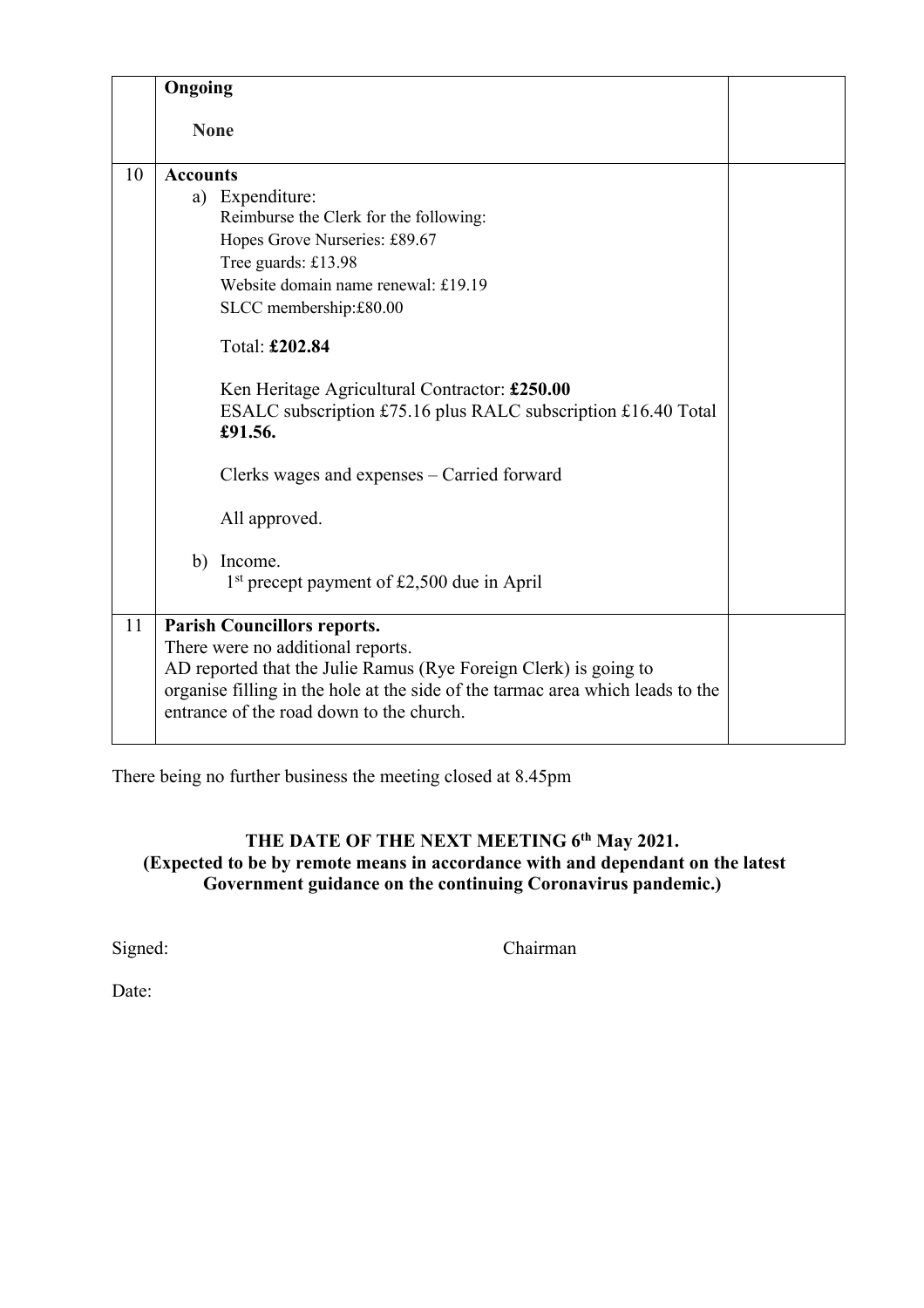| | | |
|---|---|---|
| | **Ongoing**<br><br>**None** | |
| 10 | **Accounts**<br>a) Expenditure:<br>Reimburse the Clerk for the following:<br>Hopes Grove Nurseries: £89.67<br>Tree guards: £13.98<br>Website domain name renewal: £19.19<br>SLCC membership:£80.00<br><br>Total: **£202.84**<br><br>Ken Heritage Agricultural Contractor: **£250.00**<br>ESALC subscription £75.16 plus RALC subscription £16.40 Total **£91.56.**<br><br>Clerks wages and expenses – Carried forward<br><br>All approved.<br><br>b) Income.<br>1st precept payment of £2,500 due in April | |
| 11 | **Parish Councillors reports.**<br>There were no additional reports.<br>AD reported that the Julie Ramus (Rye Foreign Clerk) is going to organise filling in the hole at the side of the tarmac area which leads to the entrance of the road down to the church. | |

There being no further business the meeting closed at 8.45pm

**THE DATE OF THE NEXT MEETING 6th May 2021.**
**(Expected to be by remote means in accordance with and dependant on the latest Government guidance on the continuing Coronavirus pandemic.)**

Signed: Chairman

Date: